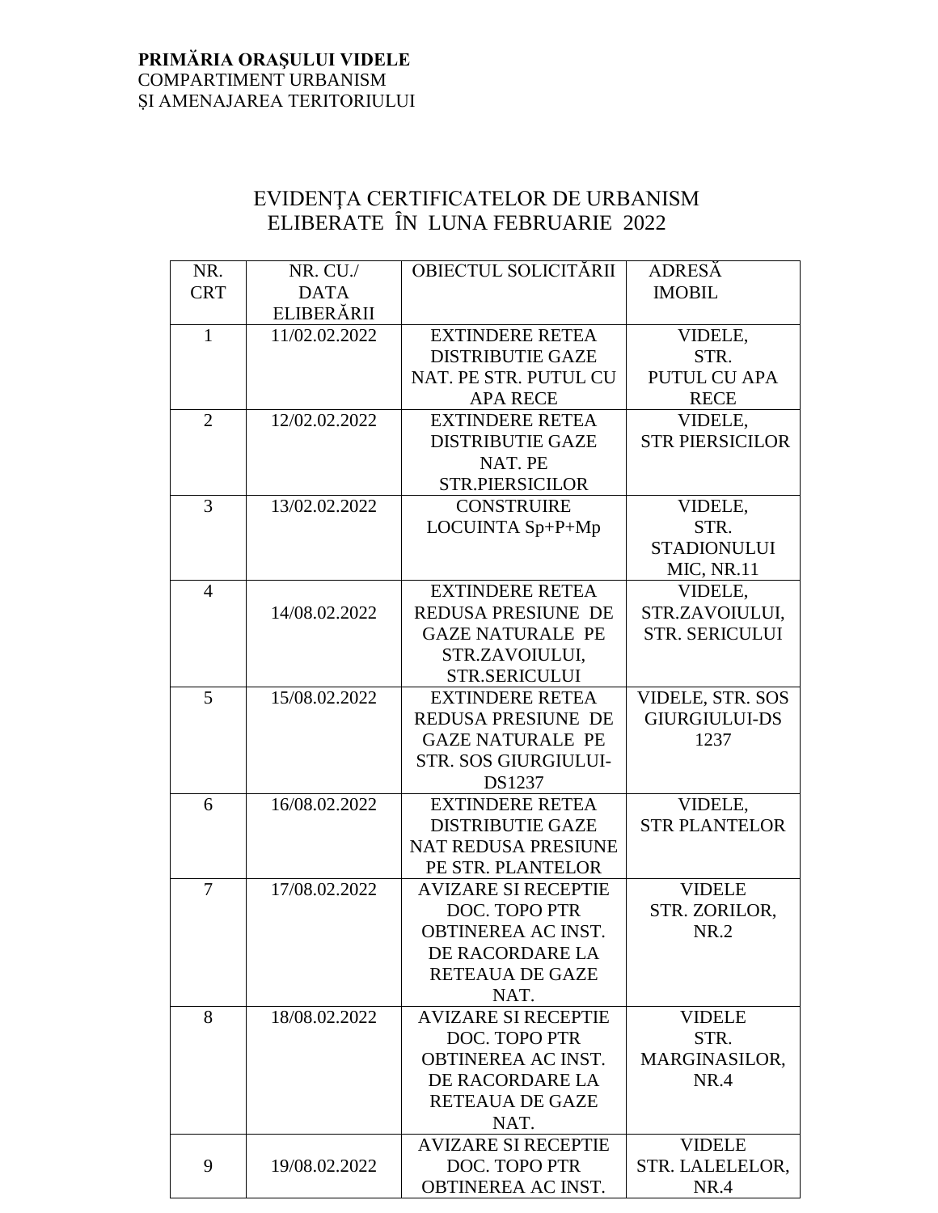**PRIMĂRIA ORAȘULUI VIDELE**
COMPARTIMENT URBANISM
ȘI AMENAJAREA TERITORIULUI

# EVIDENȚA CERTIFICATELOR DE URBANISM ELIBERATE ÎN LUNA FEBRUARIE 2022

| NR. CRT | NR. CU./ DATA ELIBERĂRII | OBIECTUL SOLICITĂRII | ADRESĂ IMOBIL |
|---|---|---|---|
| 1 | 11/02.02.2022 | EXTINDERE RETEA DISTRIBUTIE GAZE NAT. PE STR. PUTUL CU APA RECE | VIDELE, STR. PUTUL CU APA RECE |
| 2 | 12/02.02.2022 | EXTINDERE RETEA DISTRIBUTIE GAZE NAT. PE STR.PIERSICILOR | VIDELE, STR PIERSICILOR |
| 3 | 13/02.02.2022 | CONSTRUIRE LOCUINTA Sp+P+Mp | VIDELE, STR. STADIONULUI MIC, NR.11 |
| 4 | 14/08.02.2022 | EXTINDERE RETEA REDUSA PRESIUNE DE GAZE NATURALE PE STR.ZAVOIULUI, STR.SERICULUI | VIDELE, STR.ZAVOIULUI, STR. SERICULUI |
| 5 | 15/08.02.2022 | EXTINDERE RETEA REDUSA PRESIUNE DE GAZE NATURALE PE STR. SOS GIURGIULUI-DS1237 | VIDELE, STR. SOS GIURGIULUI-DS 1237 |
| 6 | 16/08.02.2022 | EXTINDERE RETEA DISTRIBUTIE GAZE NAT REDUSA PRESIUNE PE STR. PLANTELOR | VIDELE, STR PLANTELOR |
| 7 | 17/08.02.2022 | AVIZARE SI RECEPTIE DOC. TOPO PTR OBTINEREA AC INST. DE RACORDARE LA RETEAUA DE GAZE NAT. | VIDELE STR. ZORILOR, NR.2 |
| 8 | 18/08.02.2022 | AVIZARE SI RECEPTIE DOC. TOPO PTR OBTINEREA AC INST. DE RACORDARE LA RETEAUA DE GAZE NAT. | VIDELE STR. MARGINASILOR, NR.4 |
| 9 | 19/08.02.2022 | AVIZARE SI RECEPTIE DOC. TOPO PTR OBTINEREA AC INST. | VIDELE STR. LALELELOR, NR.4 |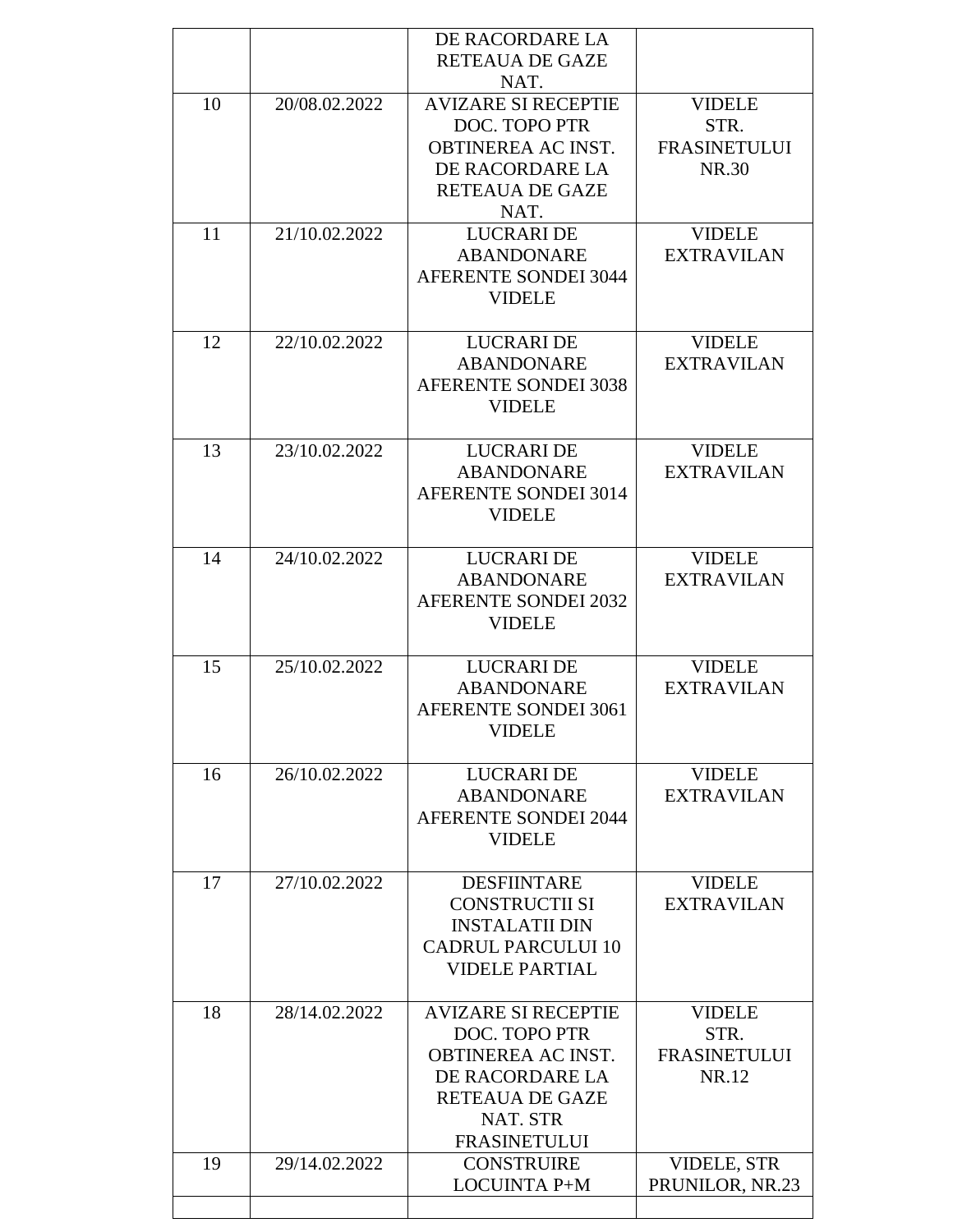| | | | |
|---|---|---|---|
| | | DE RACORDARE LA RETEAUA DE GAZE NAT. | |
| 10 | 20/08.02.2022 | AVIZARE SI RECEPTIE DOC. TOPO PTR OBTINEREA AC INST. DE RACORDARE LA RETEAUA DE GAZE NAT. | VIDELE STR. FRASINETULUI NR.30 |
| 11 | 21/10.02.2022 | LUCRARI DE ABANDONARE AFERENTE SONDEI 3044 VIDELE | VIDELE EXTRAVILAN |
| 12 | 22/10.02.2022 | LUCRARI DE ABANDONARE AFERENTE SONDEI 3038 VIDELE | VIDELE EXTRAVILAN |
| 13 | 23/10.02.2022 | LUCRARI DE ABANDONARE AFERENTE SONDEI 3014 VIDELE | VIDELE EXTRAVILAN |
| 14 | 24/10.02.2022 | LUCRARI DE ABANDONARE AFERENTE SONDEI 2032 VIDELE | VIDELE EXTRAVILAN |
| 15 | 25/10.02.2022 | LUCRARI DE ABANDONARE AFERENTE SONDEI 3061 VIDELE | VIDELE EXTRAVILAN |
| 16 | 26/10.02.2022 | LUCRARI DE ABANDONARE AFERENTE SONDEI 2044 VIDELE | VIDELE EXTRAVILAN |
| 17 | 27/10.02.2022 | DESFIINTARE CONSTRUCTII SI INSTALATII DIN CADRUL PARCULUI 10 VIDELE PARTIAL | VIDELE EXTRAVILAN |
| 18 | 28/14.02.2022 | AVIZARE SI RECEPTIE DOC. TOPO PTR OBTINEREA AC INST. DE RACORDARE LA RETEAUA DE GAZE NAT. STR FRASINETULUI | VIDELE STR. FRASINETULUI NR.12 |
| 19 | 29/14.02.2022 | CONSTRUIRE LOCUINTA P+M | VIDELE, STR PRUNILOR, NR.23 |
| | | | |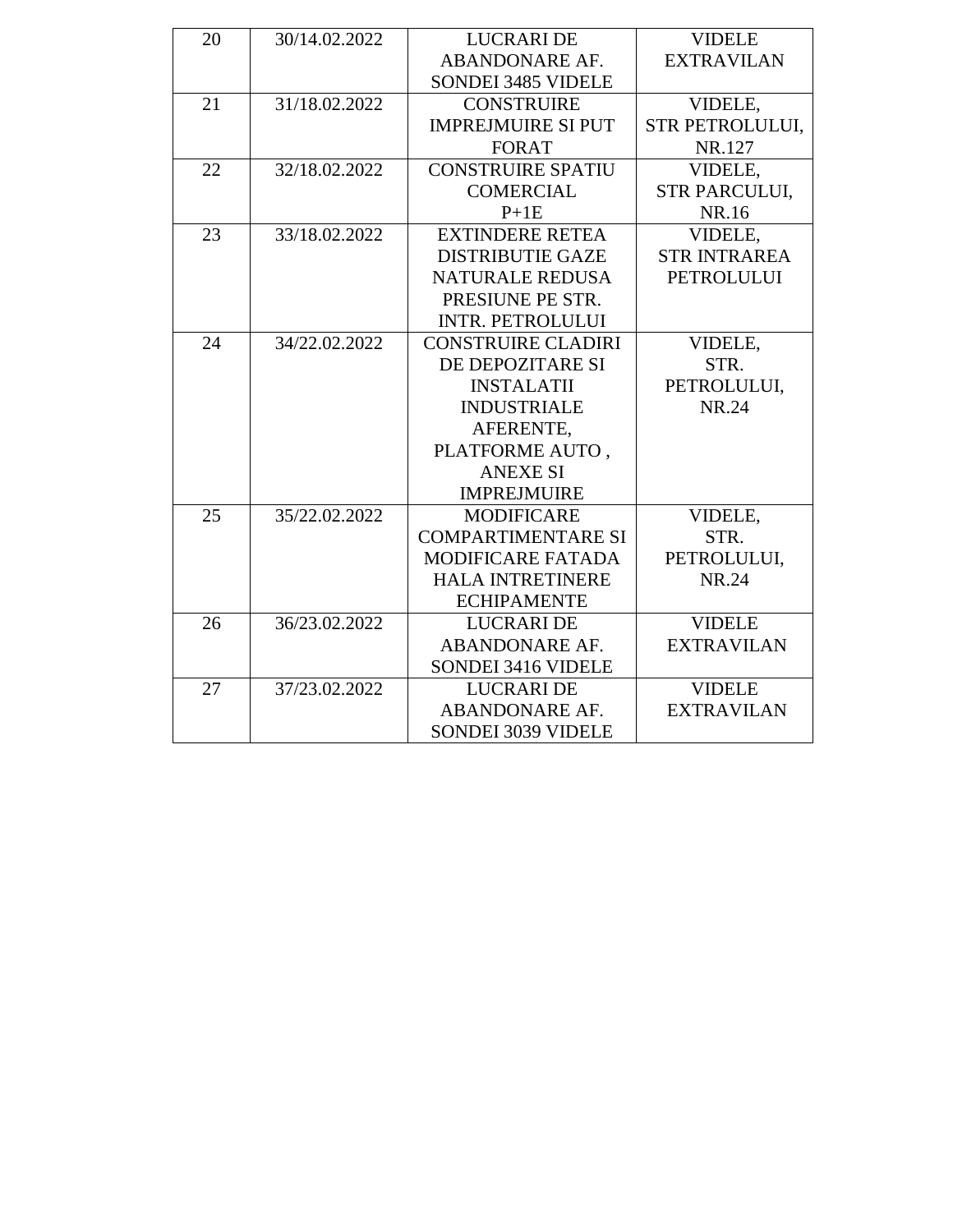| | | | |
|---|---|---|---|
| 20 | 30/14.02.2022 | LUCRARI DE ABANDONARE AF. SONDEI 3485 VIDELE | VIDELE EXTRAVILAN |
| 21 | 31/18.02.2022 | CONSTRUIRE IMPREJMUIRE SI PUT FORAT | VIDELE, STR PETROLULUI, NR.127 |
| 22 | 32/18.02.2022 | CONSTRUIRE SPATIU COMERCIAL P+1E | VIDELE, STR PARCULUI, NR.16 |
| 23 | 33/18.02.2022 | EXTINDERE RETEA DISTRIBUTIE GAZE NATURALE REDUSA PRESIUNE PE STR. INTR. PETROLULUI | VIDELE, STR INTRAREA PETROLULUI |
| 24 | 34/22.02.2022 | CONSTRUIRE CLADIRI DE DEPOZITARE SI INSTALATII INDUSTRIALE AFERENTE, PLATFORME AUTO , ANEXE SI IMPREJMUIRE | VIDELE, STR. PETROLULUI, NR.24 |
| 25 | 35/22.02.2022 | MODIFICARE COMPARTIMENTARE SI MODIFICARE FATADA HALA INTRETINERE ECHIPAMENTE | VIDELE, STR. PETROLULUI, NR.24 |
| 26 | 36/23.02.2022 | LUCRARI DE ABANDONARE AF. SONDEI 3416 VIDELE | VIDELE EXTRAVILAN |
| 27 | 37/23.02.2022 | LUCRARI DE ABANDONARE AF. SONDEI 3039 VIDELE | VIDELE EXTRAVILAN |